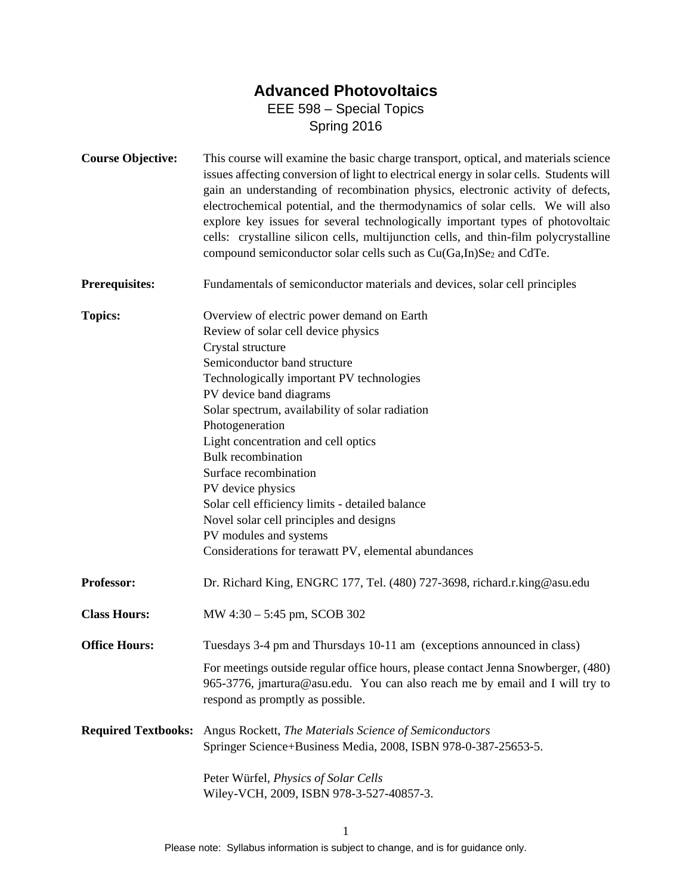# Advanced Photovoltaics

EEE 598 – Special Topics

Spring 2016

**Course Objective:** This course will examine the basic charge transport, optical, and materials science issues affecting conversion of light to electrical energy in solar cells. Students will gain an understanding of recombination physics, electronic activity of defects, electrochemical potential, and the thermodynamics of solar cells. We will also explore key issues for several technologically important types of photovoltaic cells: crystalline silicon cells, multijunction cells, and thin-film polycrystalline compound semiconductor solar cells such as $Cu(Ga,In)Se_2$ and CdTe.

**Prerequisites:** Fundamentals of semiconductor materials and devices, solar cell principles

**Topics:**

- Overview of electric power demand on Earth
- Review of solar cell device physics
- Crystal structure
- Semiconductor band structure
- Technologically important PV technologies
- PV device band diagrams
- Solar spectrum, availability of solar radiation
- Photogeneration
- Light concentration and cell optics
- Bulk recombination
- Surface recombination
- PV device physics
- Solar cell efficiency limits - detailed balance
- Novel solar cell principles and designs
- PV modules and systems
- Considerations for terawatt PV, elemental abundances

**Professor:** Dr. Richard King, ENGRC 177, Tel. (480) 727-3698, richard.r.king@asu.edu

**Class Hours:** MW 4:30 – 5:45 pm, SCOB 302

**Office Hours:** Tuesdays 3-4 pm and Thursdays 10-11 am (exceptions announced in class)

For meetings outside regular office hours, please contact Jenna Snowberger, (480) 965-3776, jmartura@asu.edu. You can also reach me by email and I will try to respond as promptly as possible.

**Required Textbooks:** Angus Rockett, *The Materials Science of Semiconductors*
Springer Science+Business Media, 2008, ISBN 978-0-387-25653-5.

Peter Würfel, *Physics of Solar Cells*
Wiley-VCH, 2009, ISBN 978-3-527-40857-3.

Please note: Syllabus information is subject to change, and is for guidance only.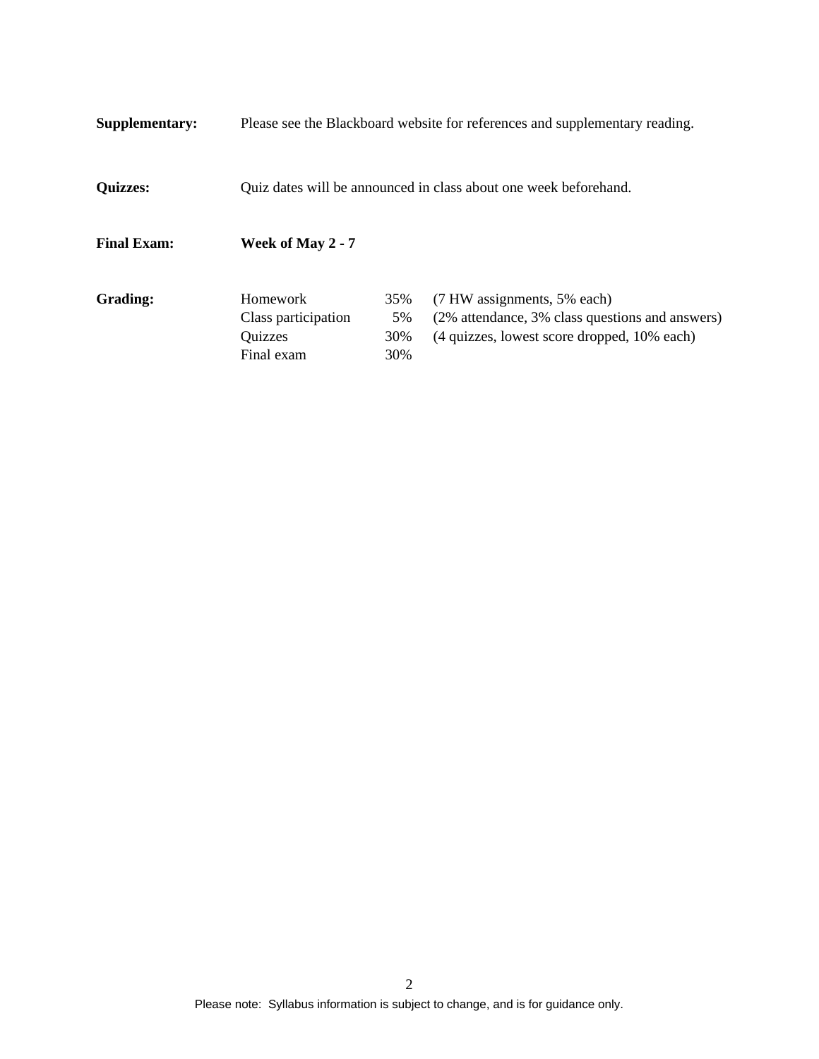**Supplementary:** Please see the Blackboard website for references and supplementary reading.

**Quizzes:** Quiz dates will be announced in class about one week beforehand.

**Final Exam:** **Week of May 2 - 7**

**Grading:**

| | | |
|---|---|---|
| Homework | 35% | (7 HW assignments, 5% each) |
| Class participation | 5% | (2% attendance, 3% class questions and answers) |
| Quizzes | 30% | (4 quizzes, lowest score dropped, 10% each) |
| Final exam | 30% | |

Please note: Syllabus information is subject to change, and is for guidance only.